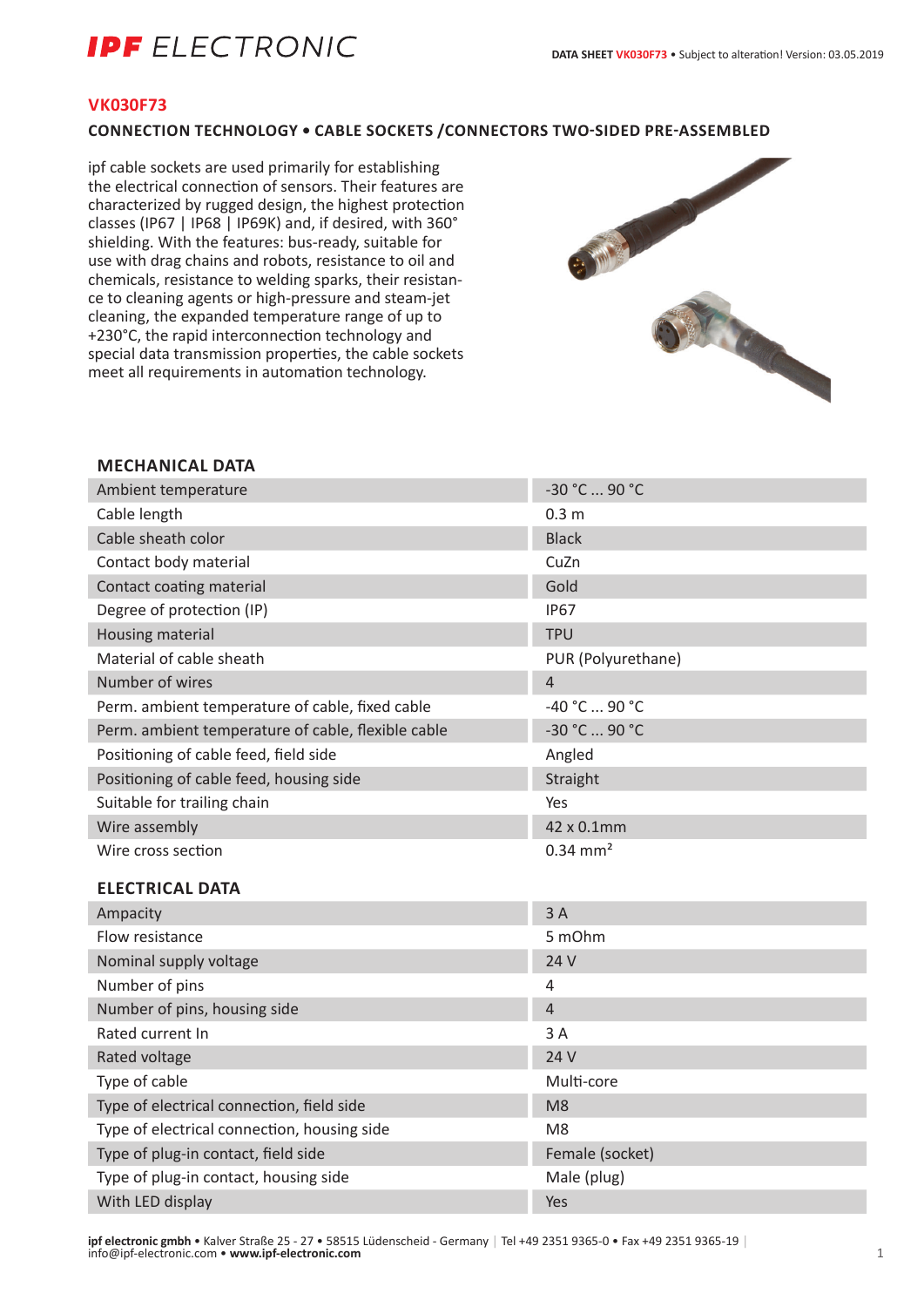# IPF ELECTRONIC

**DATA SHEET VK030F73** • Subject to alteration! Version: 03.05.2019

## VK030F73

### CONNECTION TECHNOLOGY • CABLE SOCKETS /CONNECTORS TWO-SIDED PRE-ASSEMBLED

ipf cable sockets are used primarily for establishing the electrical connection of sensors. Their features are characterized by rugged design, the highest protection classes (IP67 | IP68 | IP69K) and, if desired, with 360° shielding. With the features: bus-ready, suitable for use with drag chains and robots, resistance to oil and chemicals, resistance to welding sparks, their resistance to cleaning agents or high-pressure and steam-jet cleaning, the expanded temperature range of up to +230°C, the rapid interconnection technology and special data transmission properties, the cable sockets meet all requirements in automation technology.

### MECHANICAL DATA

| | |
|---|---|
| Ambient temperature | -30 °C ... 90 °C |
| Cable length | 0.3 m |
| Cable sheath color | Black |
| Contact body material | CuZn |
| Contact coating material | Gold |
| Degree of protection (IP) | IP67 |
| Housing material | TPU |
| Material of cable sheath | PUR (Polyurethane) |
| Number of wires | 4 |
| Perm. ambient temperature of cable, fixed cable | -40 °C ... 90 °C |
| Perm. ambient temperature of cable, flexible cable | -30 °C ... 90 °C |
| Positioning of cable feed, field side | Angled |
| Positioning of cable feed, housing side | Straight |
| Suitable for trailing chain | Yes |
| Wire assembly | 42 x 0.1mm |
| Wire cross section | 0.34 mm² |

### ELECTRICAL DATA

| | |
|---|---|
| Ampacity | 3 A |
| Flow resistance | 5 mOhm |
| Nominal supply voltage | 24 V |
| Number of pins | 4 |
| Number of pins, housing side | 4 |
| Rated current In | 3 A |
| Rated voltage | 24 V |
| Type of cable | Multi-core |
| Type of electrical connection, field side | M8 |
| Type of electrical connection, housing side | M8 |
| Type of plug-in contact, field side | Female (socket) |
| Type of plug-in contact, housing side | Male (plug) |
| With LED display | Yes |

**ipf electronic gmbh** • Kalver Straße 25 - 27 • 58515 Lüdenscheid - Germany | Tel +49 2351 9365-0 • Fax +49 2351 9365-19 | info@ipf-electronic.com • **www.ipf-electronic.com**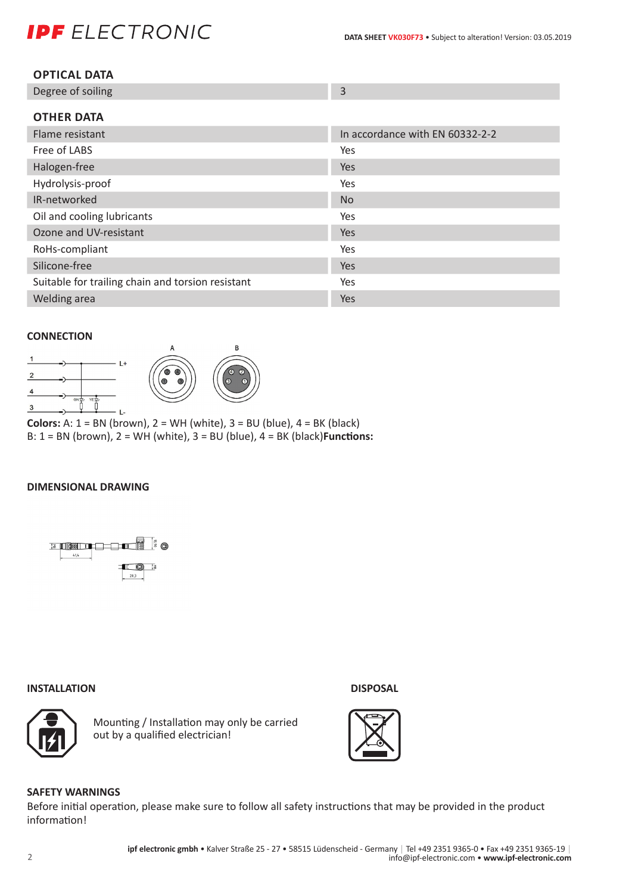## OPTICAL DATA

| | |
|---|---|
| Degree of soiling | 3 |

## OTHER DATA

| | |
|---|---|
| Flame resistant | In accordance with EN 60332-2-2 |
| Free of LABS | Yes |
| Halogen-free | Yes |
| Hydrolysis-proof | Yes |
| IR-networked | No |
| Oil and cooling lubricants | Yes |
| Ozone and UV-resistant | Yes |
| RoHs-compliant | Yes |
| Silicone-free | Yes |
| Suitable for trailing chain and torsion resistant | Yes |
| Welding area | Yes |

## CONNECTION

**Colors:** A: 1 = BN (brown), 2 = WH (white), 3 = BU (blue), 4 = BK (black)
B: 1 = BN (brown), 2 = WH (white), 3 = BU (blue), 4 = BK (black)**Functions:**

## DIMENSIONAL DRAWING

## INSTALLATION

Mounting / Installation may only be carried out by a qualified electrician!

## DISPOSAL

## SAFETY WARNINGS

Before initial operation, please make sure to follow all safety instructions that may be provided in the product information!